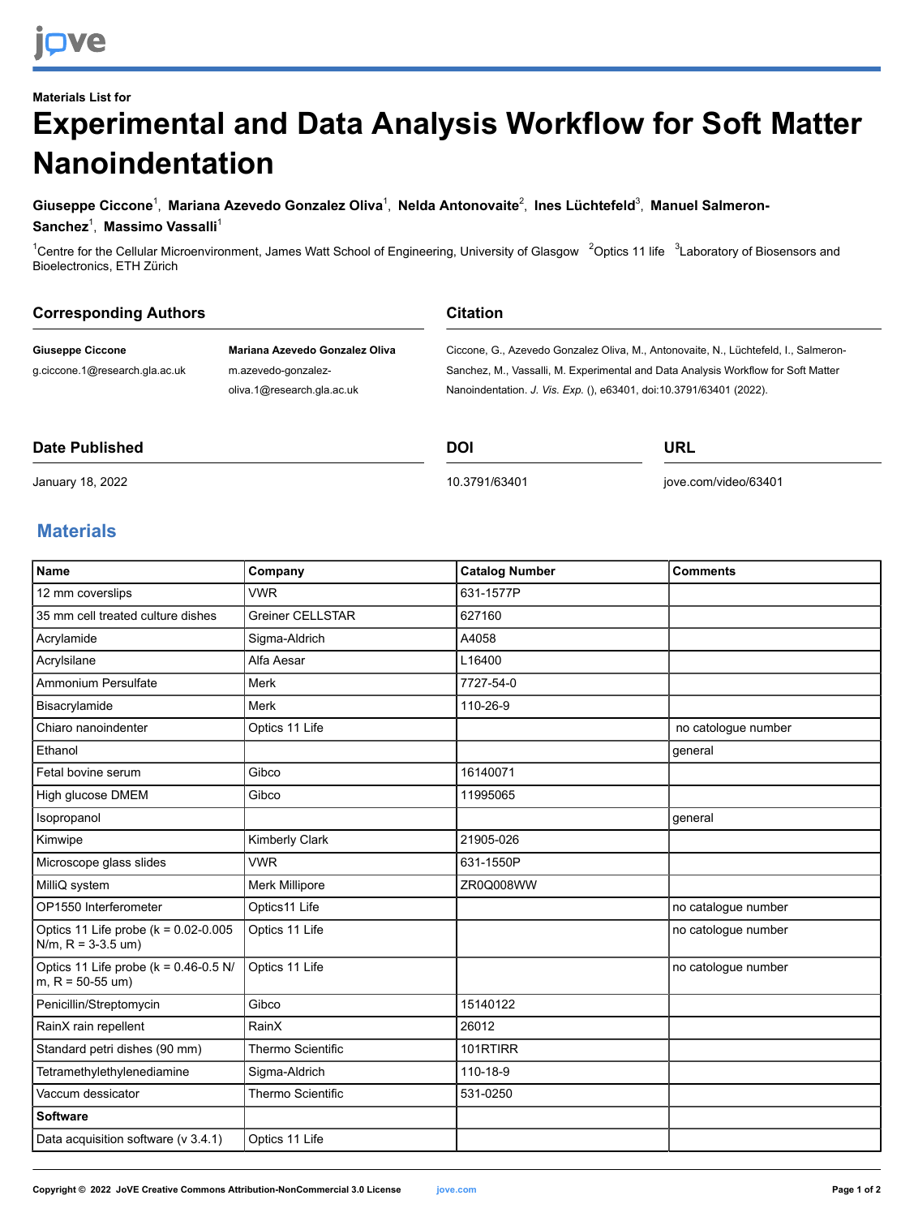Materials List for

# Experimental and Data Analysis Workflow for Soft Matter Nanoindentation

**Giuseppe Ciccone**[1], **Mariana Azevedo Gonzalez Oliva**[1], **Nelda Antonovaite**[2], **Ines Lüchtefeld**[3], **Manuel Salmeron-Sanchez**[1], **Massimo Vassalli**[1]

[1]Centre for the Cellular Microenvironment, James Watt School of Engineering, University of Glasgow [2]Optics 11 life [3]Laboratory of Biosensors and Bioelectronics, ETH Zürich

## Corresponding Authors

**Giuseppe Ciccone**
g.ciccone.1@research.gla.ac.uk

**Mariana Azevedo Gonzalez Oliva**
m.azevedo-gonzalez-oliva.1@research.gla.ac.uk

## Citation

Ciccone, G., Azevedo Gonzalez Oliva, M., Antonovaite, N., Lüchtefeld, I., Salmeron-Sanchez, M., Vassalli, M. Experimental and Data Analysis Workflow for Soft Matter Nanoindentation. *J. Vis. Exp.* (), e63401, doi:10.3791/63401 (2022).

## Date Published

January 18, 2022

## DOI

10.3791/63401

## URL

jove.com/video/63401

## Materials

| Name | Company | Catalog Number | Comments |
|---|---|---|---|
| 12 mm coverslips | VWR | 631-1577P | |
| 35 mm cell treated culture dishes | Greiner CELLSTAR | 627160 | |
| Acrylamide | Sigma-Aldrich | A4058 | |
| Acrylsilane | Alfa Aesar | L16400 | |
| Ammonium Persulfate | Merk | 7727-54-0 | |
| Bisacrylamide | Merk | 110-26-9 | |
| Chiaro nanoindenter | Optics 11 Life | | no catologue number |
| Ethanol | | | general |
| Fetal bovine serum | Gibco | 16140071 | |
| High glucose DMEM | Gibco | 11995065 | |
| Isopropanol | | | general |
| Kimwipe | Kimberly Clark | 21905-026 | |
| Microscope glass slides | VWR | 631-1550P | |
| MilliQ system | Merk Millipore | ZR0Q008WW | |
| OP1550 Interferometer | Optics11 Life | | no catalogue number |
| Optics 11 Life probe (k = 0.02-0.005 N/m, R = 3-3.5 um) | Optics 11 Life | | no catologue number |
| Optics 11 Life probe (k = 0.46-0.5 N/m, R = 50-55 um) | Optics 11 Life | | no catologue number |
| Penicillin/Streptomycin | Gibco | 15140122 | |
| RainX rain repellent | RainX | 26012 | |
| Standard petri dishes (90 mm) | Thermo Scientific | 101RTIRR | |
| Tetramethylethylenediamine | Sigma-Aldrich | 110-18-9 | |
| Vaccum dessicator | Thermo Scientific | 531-0250 | |
| **Software** | | | |
| Data acquisition software (v 3.4.1) | Optics 11 Life | | |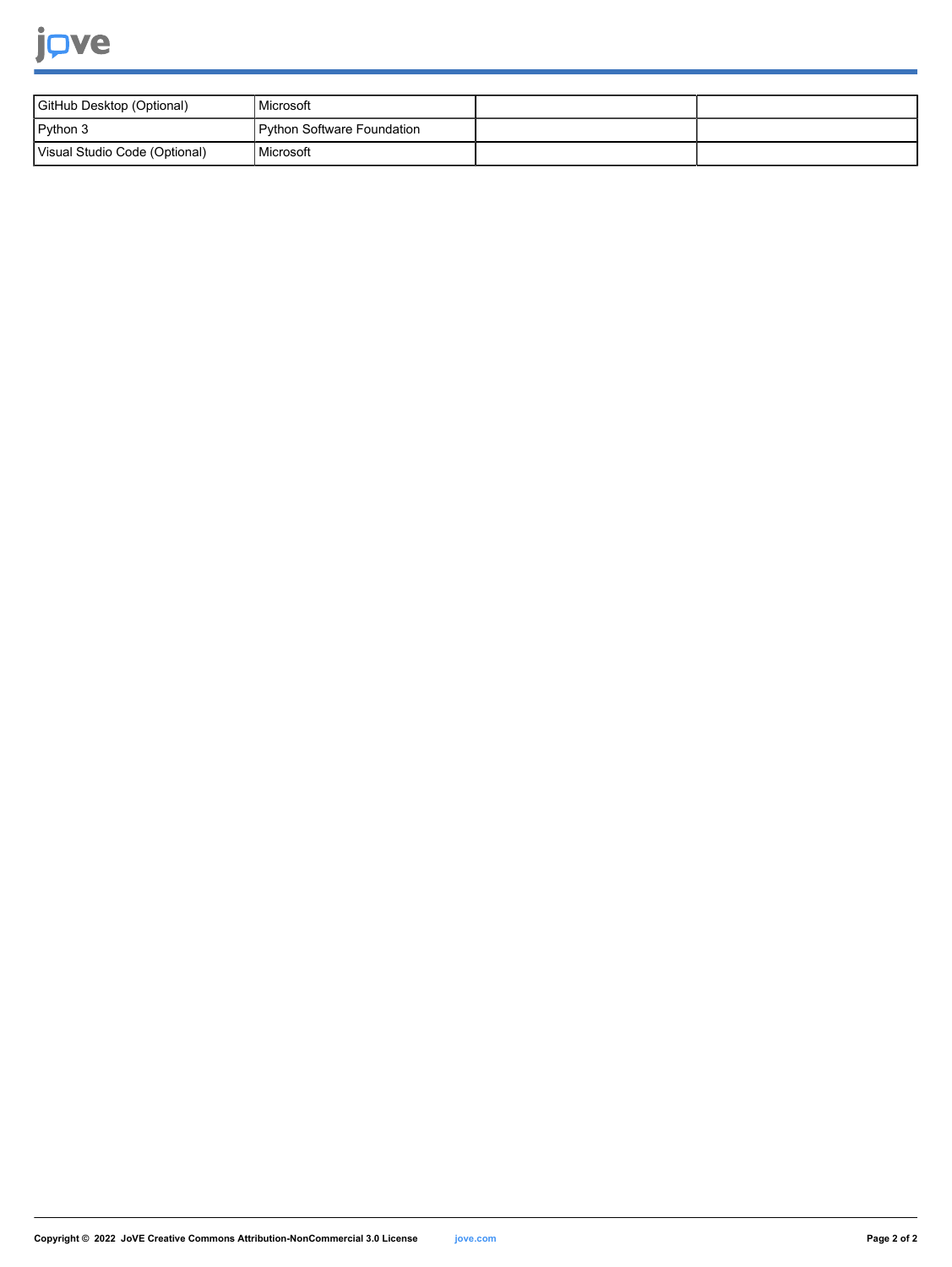| | | | |
|---|---|---|---|
| GitHub Desktop (Optional) | Microsoft | | |
| Python 3 | Python Software Foundation | | |
| Visual Studio Code (Optional) | Microsoft | | |